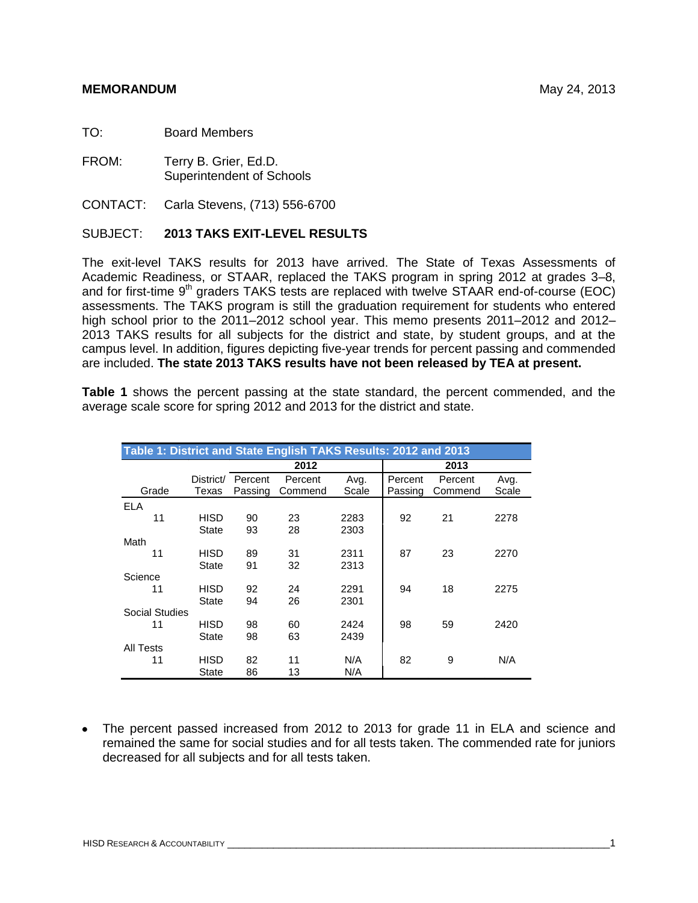**MEMORANDUM** May 24, 2013

TO: Board Members

FROM: Terry B. Grier, Ed.D.
Superintendent of Schools

CONTACT: Carla Stevens, (713) 556-6700

SUBJECT: **2013 TAKS EXIT-LEVEL RESULTS**

The exit-level TAKS results for 2013 have arrived. The State of Texas Assessments of Academic Readiness, or STAAR, replaced the TAKS program in spring 2012 at grades 3–8, and for first-time 9th graders TAKS tests are replaced with twelve STAAR end-of-course (EOC) assessments. The TAKS program is still the graduation requirement for students who entered high school prior to the 2011–2012 school year. This memo presents 2011–2012 and 2012–2013 TAKS results for all subjects for the district and state, by student groups, and at the campus level. In addition, figures depicting five-year trends for percent passing and commended are included. **The state 2013 TAKS results have not been released by TEA at present.**

**Table 1** shows the percent passing at the state standard, the percent commended, and the average scale score for spring 2012 and 2013 for the district and state.

**Table 1: District and State English TAKS Results: 2012 and 2013**

| | | 2012 | | | 2013 | | |
|---|---|---|---|---|---|---|---|
| Grade | District/ Texas | Percent Passing | Percent Commend | Avg. Scale | Percent Passing | Percent Commend | Avg. Scale |
| ELA | | | | | | | |
| 11 | HISD | 90 | 23 | 2283 | 92 | 21 | 2278 |
| | State | 93 | 28 | 2303 | | | |
| Math | | | | | | | |
| 11 | HISD | 89 | 31 | 2311 | 87 | 23 | 2270 |
| | State | 91 | 32 | 2313 | | | |
| Science | | | | | | | |
| 11 | HISD | 92 | 24 | 2291 | 94 | 18 | 2275 |
| | State | 94 | 26 | 2301 | | | |
| Social Studies | | | | | | | |
| 11 | HISD | 98 | 60 | 2424 | 98 | 59 | 2420 |
| | State | 98 | 63 | 2439 | | | |
| All Tests | | | | | | | |
| 11 | HISD | 82 | 11 | N/A | 82 | 9 | N/A |
| | State | 86 | 13 | N/A | | | |

- The percent passed increased from 2012 to 2013 for grade 11 in ELA and science and remained the same for social studies and for all tests taken. The commended rate for juniors decreased for all subjects and for all tests taken.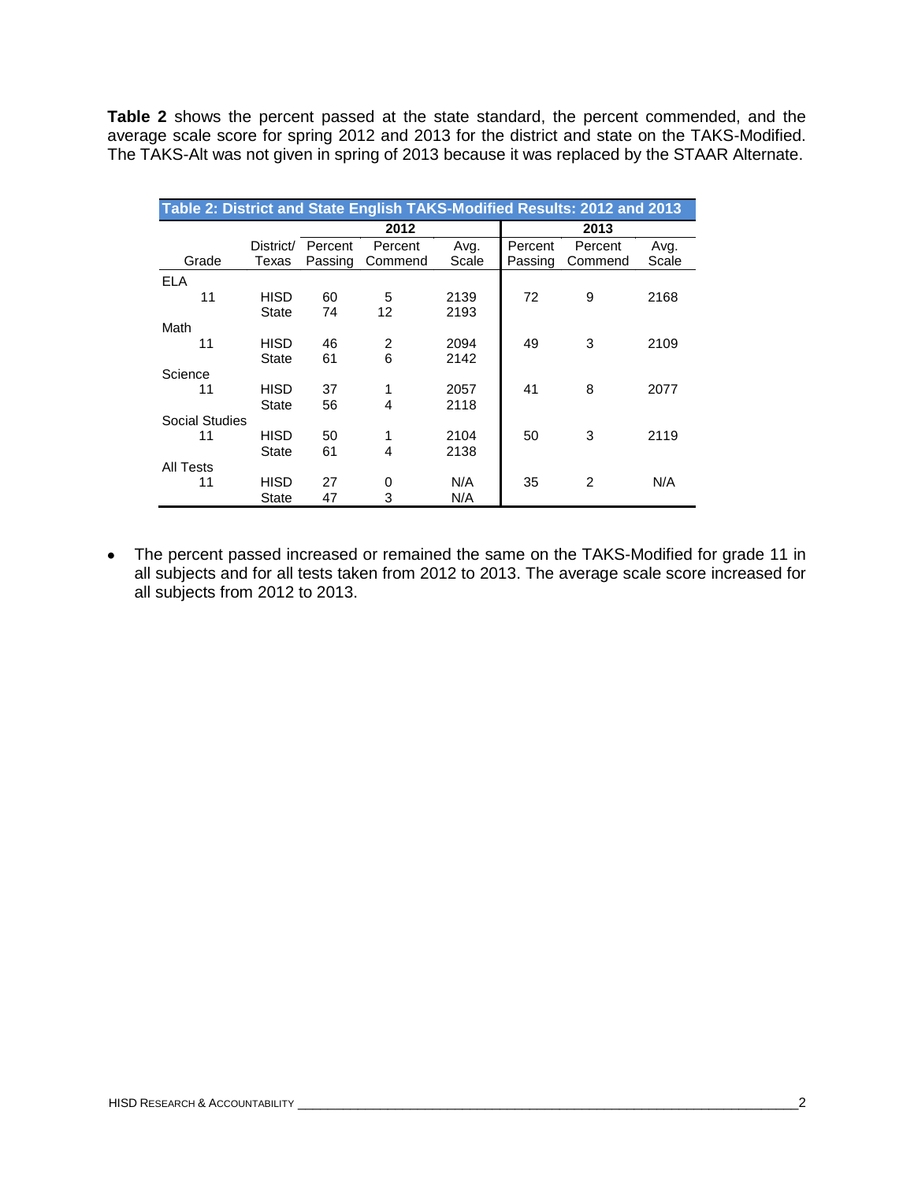**Table 2** shows the percent passed at the state standard, the percent commended, and the average scale score for spring 2012 and 2013 for the district and state on the TAKS-Modified. The TAKS-Alt was not given in spring of 2013 because it was replaced by the STAAR Alternate.

**Table 2: District and State English TAKS-Modified Results: 2012 and 2013**

| | | 2012 | | | 2013 | | |
|---|---|---|---|---|---|---|---|
| Grade | District/ Texas | Percent Passing | Percent Commend | Avg. Scale | Percent Passing | Percent Commend | Avg. Scale |
| ELA | | | | | | | |
| 11 | HISD | 60 | 5 | 2139 | 72 | 9 | 2168 |
| | State | 74 | 12 | 2193 | | | |
| Math | | | | | | | |
| 11 | HISD | 46 | 2 | 2094 | 49 | 3 | 2109 |
| | State | 61 | 6 | 2142 | | | |
| Science | | | | | | | |
| 11 | HISD | 37 | 1 | 2057 | 41 | 8 | 2077 |
| | State | 56 | 4 | 2118 | | | |
| Social Studies | | | | | | | |
| 11 | HISD | 50 | 1 | 2104 | 50 | 3 | 2119 |
| | State | 61 | 4 | 2138 | | | |
| All Tests | | | | | | | |
| 11 | HISD | 27 | 0 | N/A | 35 | 2 | N/A |
| | State | 47 | 3 | N/A | | | |

- The percent passed increased or remained the same on the TAKS-Modified for grade 11 in all subjects and for all tests taken from 2012 to 2013. The average scale score increased for all subjects from 2012 to 2013.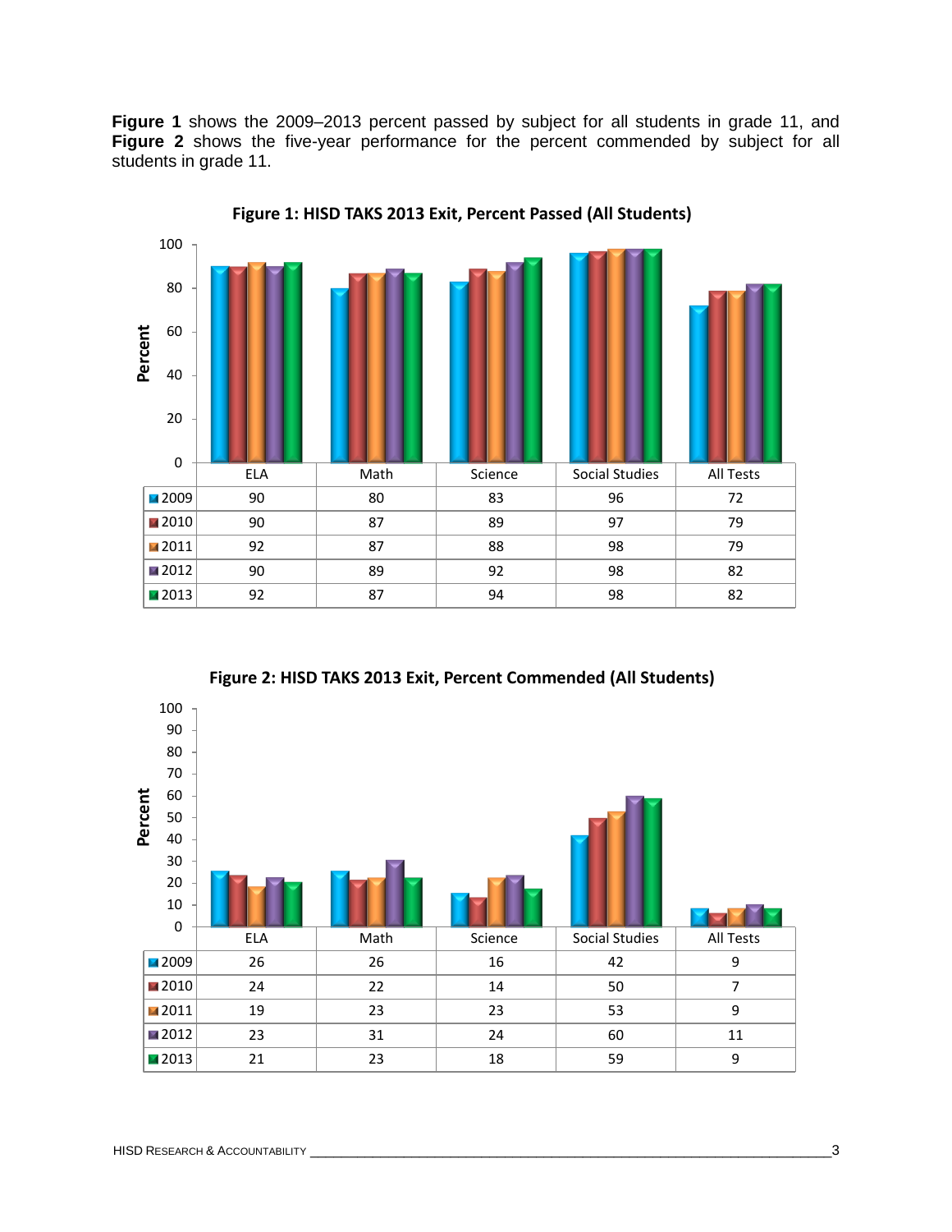**Figure 1** shows the 2009–2013 percent passed by subject for all students in grade 11, and **Figure 2** shows the five-year performance for the percent commended by subject for all students in grade 11.

**Figure 1: HISD TAKS 2013 Exit, Percent Passed (All Students)**

| | ELA | Math | Science | Social Studies | All Tests |
|---|---|---|---|---|---|
| 2009 | 90 | 80 | 83 | 96 | 72 |
| 2010 | 90 | 87 | 89 | 97 | 79 |
| 2011 | 92 | 87 | 88 | 98 | 79 |
| 2012 | 90 | 89 | 92 | 98 | 82 |
| 2013 | 92 | 87 | 94 | 98 | 82 |

**Figure 2: HISD TAKS 2013 Exit, Percent Commended (All Students)**

| | ELA | Math | Science | Social Studies | All Tests |
|---|---|---|---|---|---|
| 2009 | 26 | 26 | 16 | 42 | 9 |
| 2010 | 24 | 22 | 14 | 50 | 7 |
| 2011 | 19 | 23 | 23 | 53 | 9 |
| 2012 | 23 | 31 | 24 | 60 | 11 |
| 2013 | 21 | 23 | 18 | 59 | 9 |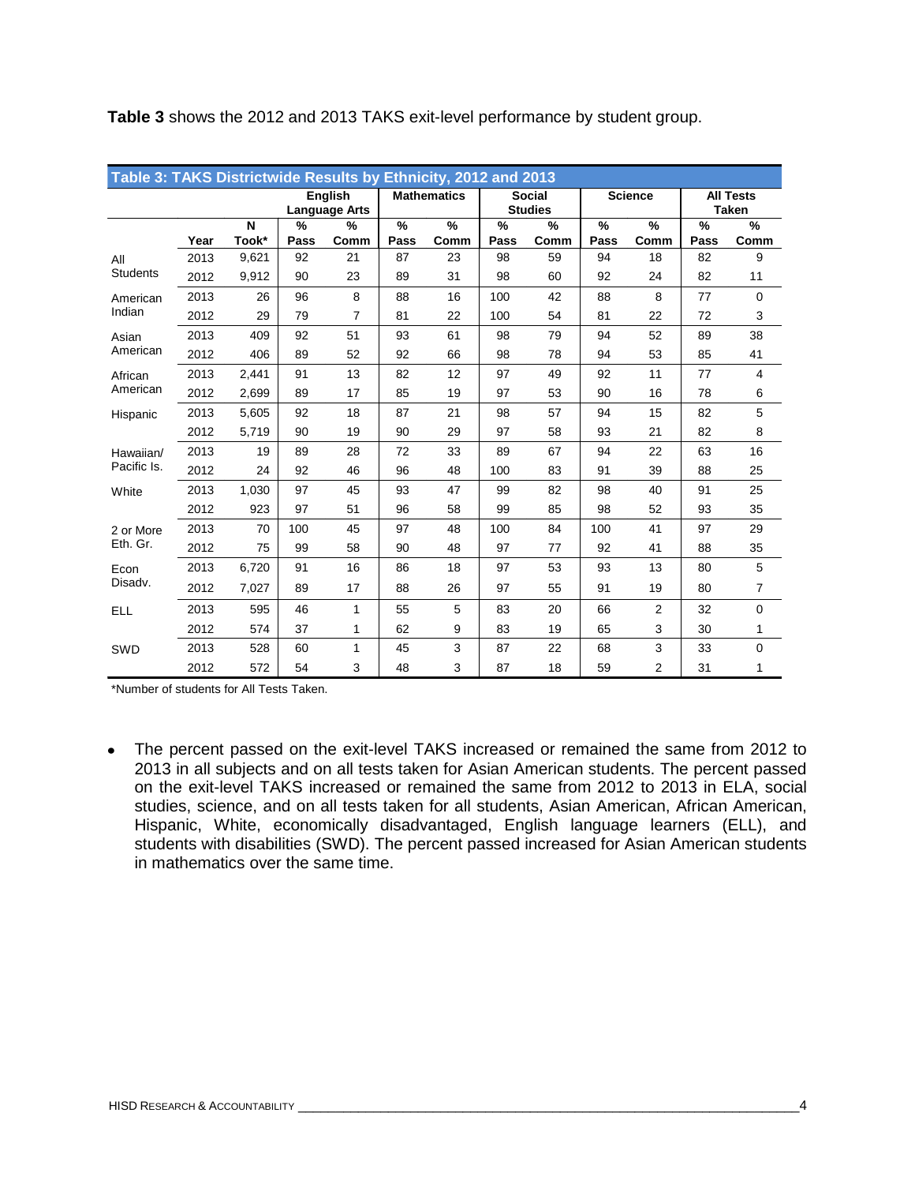**Table 3** shows the 2012 and 2013 TAKS exit-level performance by student group.

**Table 3: TAKS Districtwide Results by Ethnicity, 2012 and 2013**

| | | | English Language Arts | | Mathematics | | Social Studies | | Science | | All Tests Taken | |
|---|---|---|---|---|---|---|---|---|---|---|---|---|
| | Year | N Took* | % Pass | % Comm | % Pass | % Comm | % Pass | % Comm | % Pass | % Comm | % Pass | % Comm |
| All Students | 2013 | 9,621 | 92 | 21 | 87 | 23 | 98 | 59 | 94 | 18 | 82 | 9 |
| | 2012 | 9,912 | 90 | 23 | 89 | 31 | 98 | 60 | 92 | 24 | 82 | 11 |
| American Indian | 2013 | 26 | 96 | 8 | 88 | 16 | 100 | 42 | 88 | 8 | 77 | 0 |
| | 2012 | 29 | 79 | 7 | 81 | 22 | 100 | 54 | 81 | 22 | 72 | 3 |
| Asian American | 2013 | 409 | 92 | 51 | 93 | 61 | 98 | 79 | 94 | 52 | 89 | 38 |
| | 2012 | 406 | 89 | 52 | 92 | 66 | 98 | 78 | 94 | 53 | 85 | 41 |
| African American | 2013 | 2,441 | 91 | 13 | 82 | 12 | 97 | 49 | 92 | 11 | 77 | 4 |
| | 2012 | 2,699 | 89 | 17 | 85 | 19 | 97 | 53 | 90 | 16 | 78 | 6 |
| Hispanic | 2013 | 5,605 | 92 | 18 | 87 | 21 | 98 | 57 | 94 | 15 | 82 | 5 |
| | 2012 | 5,719 | 90 | 19 | 90 | 29 | 97 | 58 | 93 | 21 | 82 | 8 |
| Hawaiian/ Pacific Is. | 2013 | 19 | 89 | 28 | 72 | 33 | 89 | 67 | 94 | 22 | 63 | 16 |
| | 2012 | 24 | 92 | 46 | 96 | 48 | 100 | 83 | 91 | 39 | 88 | 25 |
| White | 2013 | 1,030 | 97 | 45 | 93 | 47 | 99 | 82 | 98 | 40 | 91 | 25 |
| | 2012 | 923 | 97 | 51 | 96 | 58 | 99 | 85 | 98 | 52 | 93 | 35 |
| 2 or More Eth. Gr. | 2013 | 70 | 100 | 45 | 97 | 48 | 100 | 84 | 100 | 41 | 97 | 29 |
| | 2012 | 75 | 99 | 58 | 90 | 48 | 97 | 77 | 92 | 41 | 88 | 35 |
| Econ Disadv. | 2013 | 6,720 | 91 | 16 | 86 | 18 | 97 | 53 | 93 | 13 | 80 | 5 |
| | 2012 | 7,027 | 89 | 17 | 88 | 26 | 97 | 55 | 91 | 19 | 80 | 7 |
| ELL | 2013 | 595 | 46 | 1 | 55 | 5 | 83 | 20 | 66 | 2 | 32 | 0 |
| | 2012 | 574 | 37 | 1 | 62 | 9 | 83 | 19 | 65 | 3 | 30 | 1 |
| SWD | 2013 | 528 | 60 | 1 | 45 | 3 | 87 | 22 | 68 | 3 | 33 | 0 |
| | 2012 | 572 | 54 | 3 | 48 | 3 | 87 | 18 | 59 | 2 | 31 | 1 |

*Number of students for All Tests Taken.

- The percent passed on the exit-level TAKS increased or remained the same from 2012 to 2013 in all subjects and on all tests taken for Asian American students. The percent passed on the exit-level TAKS increased or remained the same from 2012 to 2013 in ELA, social studies, science, and on all tests taken for all students, Asian American, African American, Hispanic, White, economically disadvantaged, English language learners (ELL), and students with disabilities (SWD). The percent passed increased for Asian American students in mathematics over the same time.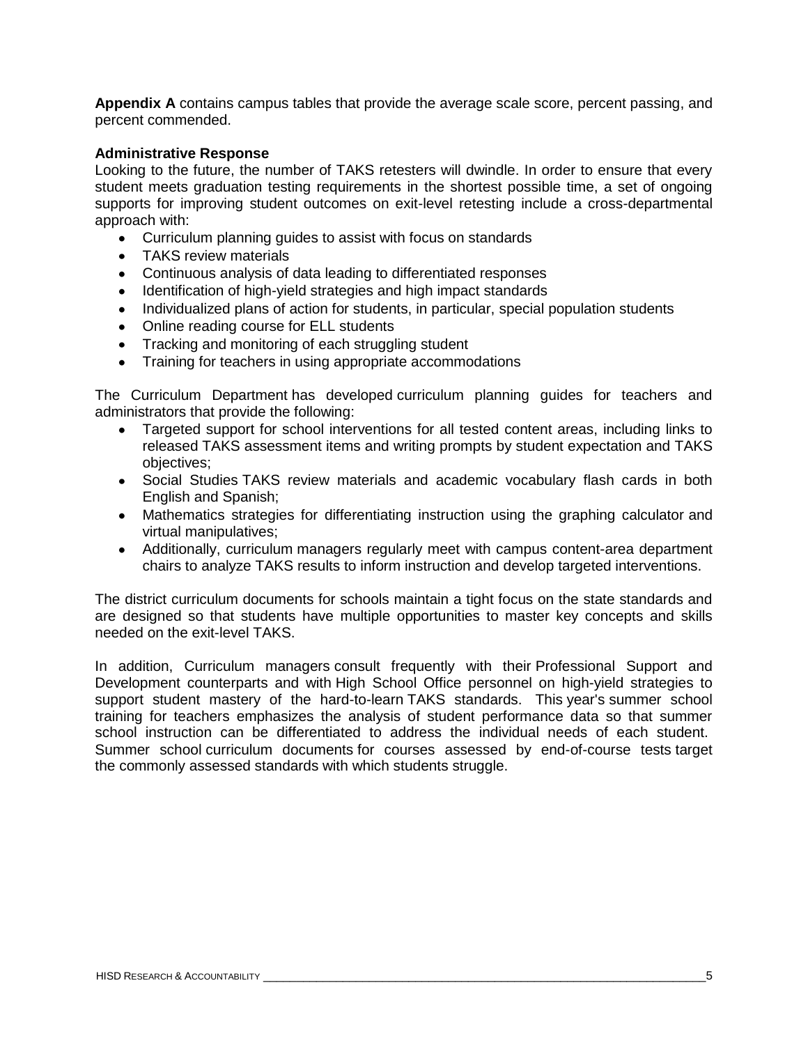**Appendix A** contains campus tables that provide the average scale score, percent passing, and percent commended.

**Administrative Response**

Looking to the future, the number of TAKS retesters will dwindle. In order to ensure that every student meets graduation testing requirements in the shortest possible time, a set of ongoing supports for improving student outcomes on exit-level retesting include a cross-departmental approach with:

- Curriculum planning guides to assist with focus on standards
- TAKS review materials
- Continuous analysis of data leading to differentiated responses
- Identification of high-yield strategies and high impact standards
- Individualized plans of action for students, in particular, special population students
- Online reading course for ELL students
- Tracking and monitoring of each struggling student
- Training for teachers in using appropriate accommodations

The Curriculum Department has developed curriculum planning guides for teachers and administrators that provide the following:

- Targeted support for school interventions for all tested content areas, including links to released TAKS assessment items and writing prompts by student expectation and TAKS objectives;
- Social Studies TAKS review materials and academic vocabulary flash cards in both English and Spanish;
- Mathematics strategies for differentiating instruction using the graphing calculator and virtual manipulatives;
- Additionally, curriculum managers regularly meet with campus content-area department chairs to analyze TAKS results to inform instruction and develop targeted interventions.

The district curriculum documents for schools maintain a tight focus on the state standards and are designed so that students have multiple opportunities to master key concepts and skills needed on the exit-level TAKS.

In addition, Curriculum managers consult frequently with their Professional Support and Development counterparts and with High School Office personnel on high-yield strategies to support student mastery of the hard-to-learn TAKS standards. This year's summer school training for teachers emphasizes the analysis of student performance data so that summer school instruction can be differentiated to address the individual needs of each student. Summer school curriculum documents for courses assessed by end-of-course tests target the commonly assessed standards with which students struggle.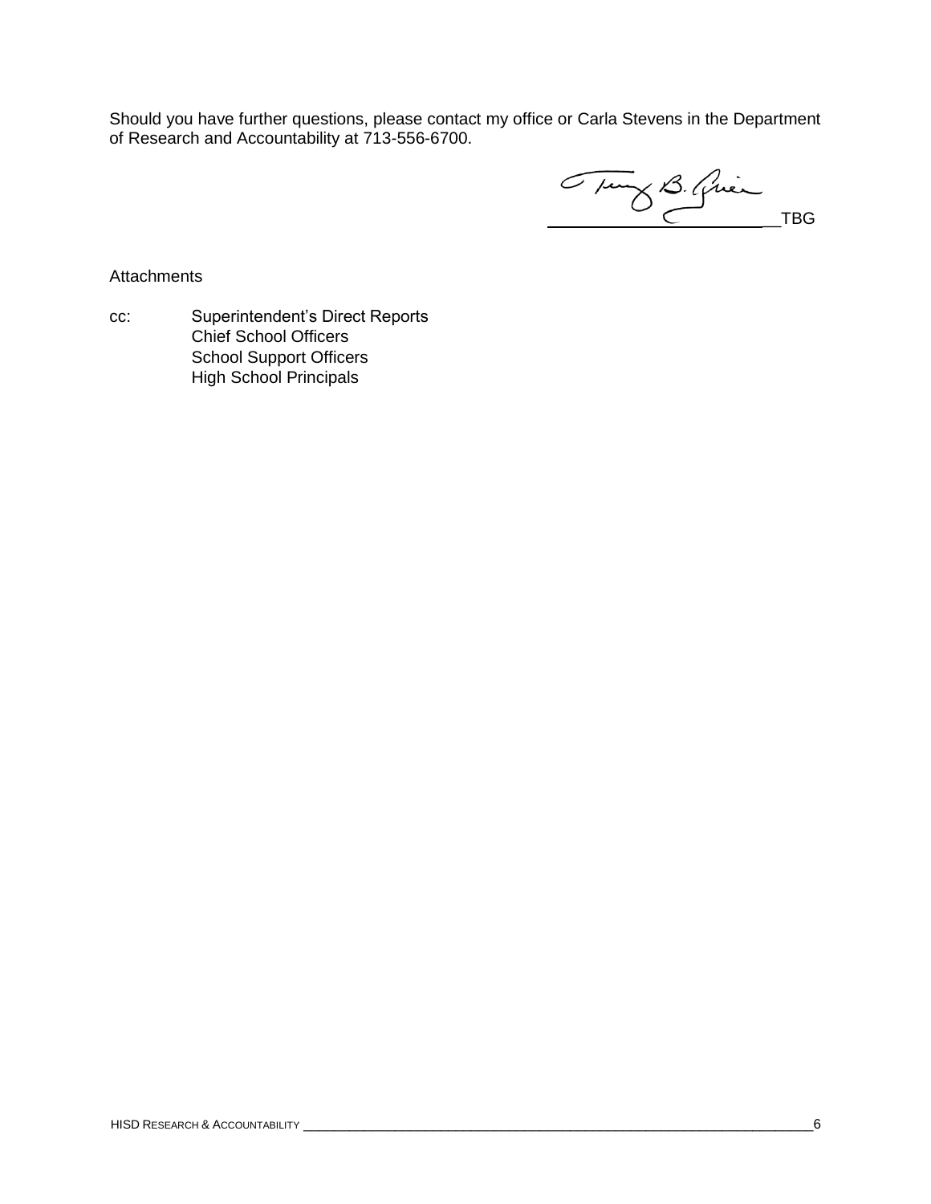Should you have further questions, please contact my office or Carla Stevens in the Department of Research and Accountability at 713-556-6700.

TBG

Attachments

cc: Superintendent's Direct Reports
Chief School Officers
School Support Officers
High School Principals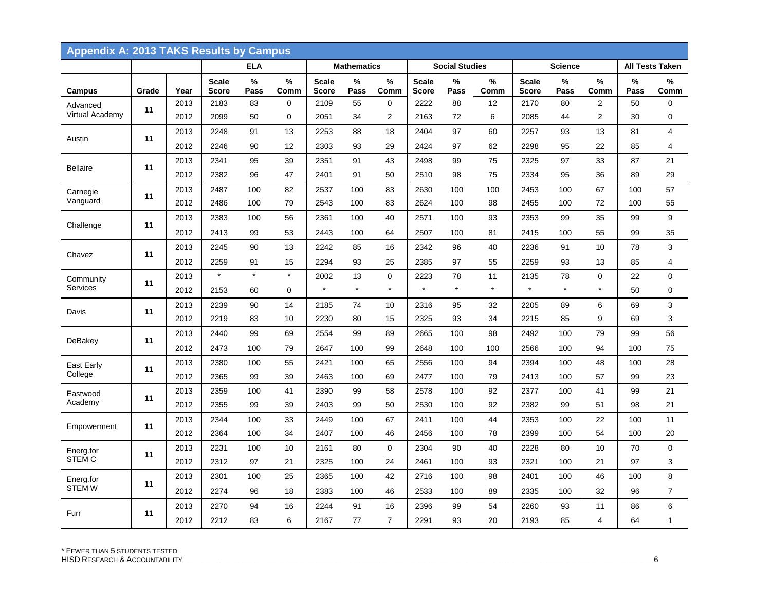## Appendix A: 2013 TAKS Results by Campus

| | | | ELA | | | Mathematics | | | Social Studies | | | Science | | | All Tests Taken | |
|---|---|---|---|---|---|---|---|---|---|---|---|---|---|---|---|---|
| Campus | Grade | Year | Scale Score | % Pass | % Comm | Scale Score | % Pass | % Comm | Scale Score | % Pass | % Comm | Scale Score | % Pass | % Comm | % Pass | % Comm |
| Advanced Virtual Academy | 11 | 2013 | 2183 | 83 | 0 | 2109 | 55 | 0 | 2222 | 88 | 12 | 2170 | 80 | 2 | 50 | 0 |
| | | 2012 | 2099 | 50 | 0 | 2051 | 34 | 2 | 2163 | 72 | 6 | 2085 | 44 | 2 | 30 | 0 |
| Austin | 11 | 2013 | 2248 | 91 | 13 | 2253 | 88 | 18 | 2404 | 97 | 60 | 2257 | 93 | 13 | 81 | 4 |
| | | 2012 | 2246 | 90 | 12 | 2303 | 93 | 29 | 2424 | 97 | 62 | 2298 | 95 | 22 | 85 | 4 |
| Bellaire | 11 | 2013 | 2341 | 95 | 39 | 2351 | 91 | 43 | 2498 | 99 | 75 | 2325 | 97 | 33 | 87 | 21 |
| | | 2012 | 2382 | 96 | 47 | 2401 | 91 | 50 | 2510 | 98 | 75 | 2334 | 95 | 36 | 89 | 29 |
| Carnegie Vanguard | 11 | 2013 | 2487 | 100 | 82 | 2537 | 100 | 83 | 2630 | 100 | 100 | 2453 | 100 | 67 | 100 | 57 |
| | | 2012 | 2486 | 100 | 79 | 2543 | 100 | 83 | 2624 | 100 | 98 | 2455 | 100 | 72 | 100 | 55 |
| Challenge | 11 | 2013 | 2383 | 100 | 56 | 2361 | 100 | 40 | 2571 | 100 | 93 | 2353 | 99 | 35 | 99 | 9 |
| | | 2012 | 2413 | 99 | 53 | 2443 | 100 | 64 | 2507 | 100 | 81 | 2415 | 100 | 55 | 99 | 35 |
| Chavez | 11 | 2013 | 2245 | 90 | 13 | 2242 | 85 | 16 | 2342 | 96 | 40 | 2236 | 91 | 10 | 78 | 3 |
| | | 2012 | 2259 | 91 | 15 | 2294 | 93 | 25 | 2385 | 97 | 55 | 2259 | 93 | 13 | 85 | 4 |
| Community Services | 11 | 2013 | * | * | * | 2002 | 13 | 0 | 2223 | 78 | 11 | 2135 | 78 | 0 | 22 | 0 |
| | | 2012 | 2153 | 60 | 0 | * | * | * | * | * | * | * | * | * | 50 | 0 |
| Davis | 11 | 2013 | 2239 | 90 | 14 | 2185 | 74 | 10 | 2316 | 95 | 32 | 2205 | 89 | 6 | 69 | 3 |
| | | 2012 | 2219 | 83 | 10 | 2230 | 80 | 15 | 2325 | 93 | 34 | 2215 | 85 | 9 | 69 | 3 |
| DeBakey | 11 | 2013 | 2440 | 99 | 69 | 2554 | 99 | 89 | 2665 | 100 | 98 | 2492 | 100 | 79 | 99 | 56 |
| | | 2012 | 2473 | 100 | 79 | 2647 | 100 | 99 | 2648 | 100 | 100 | 2566 | 100 | 94 | 100 | 75 |
| East Early College | 11 | 2013 | 2380 | 100 | 55 | 2421 | 100 | 65 | 2556 | 100 | 94 | 2394 | 100 | 48 | 100 | 28 |
| | | 2012 | 2365 | 99 | 39 | 2463 | 100 | 69 | 2477 | 100 | 79 | 2413 | 100 | 57 | 99 | 23 |
| Eastwood Academy | 11 | 2013 | 2359 | 100 | 41 | 2390 | 99 | 58 | 2578 | 100 | 92 | 2377 | 100 | 41 | 99 | 21 |
| | | 2012 | 2355 | 99 | 39 | 2403 | 99 | 50 | 2530 | 100 | 92 | 2382 | 99 | 51 | 98 | 21 |
| Empowerment | 11 | 2013 | 2344 | 100 | 33 | 2449 | 100 | 67 | 2411 | 100 | 44 | 2353 | 100 | 22 | 100 | 11 |
| | | 2012 | 2364 | 100 | 34 | 2407 | 100 | 46 | 2456 | 100 | 78 | 2399 | 100 | 54 | 100 | 20 |
| Energ.for STEM C | 11 | 2013 | 2231 | 100 | 10 | 2161 | 80 | 0 | 2304 | 90 | 40 | 2228 | 80 | 10 | 70 | 0 |
| | | 2012 | 2312 | 97 | 21 | 2325 | 100 | 24 | 2461 | 100 | 93 | 2321 | 100 | 21 | 97 | 3 |
| Energ.for STEM W | 11 | 2013 | 2301 | 100 | 25 | 2365 | 100 | 42 | 2716 | 100 | 98 | 2401 | 100 | 46 | 100 | 8 |
| | | 2012 | 2274 | 96 | 18 | 2383 | 100 | 46 | 2533 | 100 | 89 | 2335 | 100 | 32 | 96 | 7 |
| Furr | 11 | 2013 | 2270 | 94 | 16 | 2244 | 91 | 16 | 2396 | 99 | 54 | 2260 | 93 | 11 | 86 | 6 |
| | | 2012 | 2212 | 83 | 6 | 2167 | 77 | 7 | 2291 | 93 | 20 | 2193 | 85 | 4 | 64 | 1 |

* Fewer than 5 students tested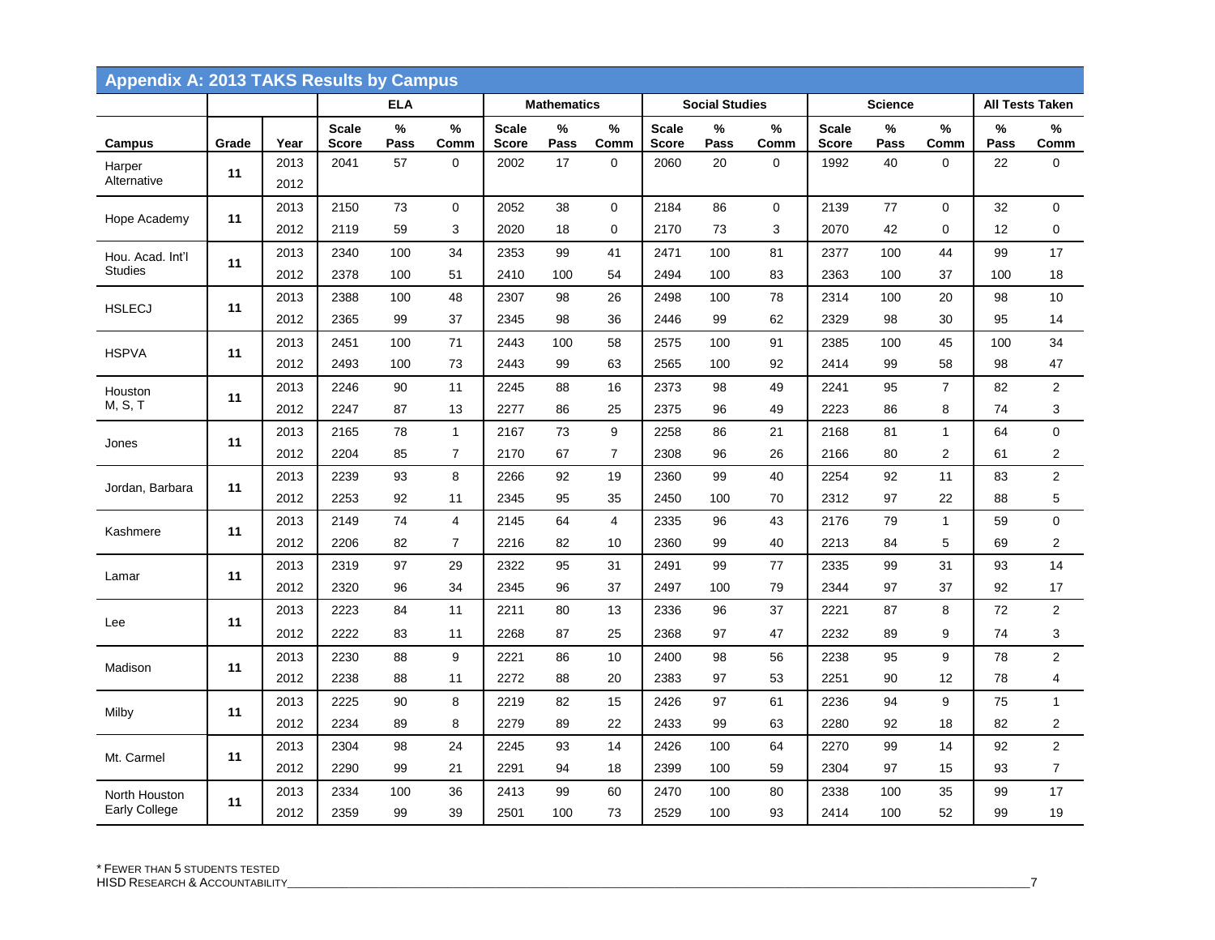## Appendix A: 2013 TAKS Results by Campus

| | | | ELA | | | Mathematics | | | Social Studies | | | Science | | | All Tests Taken | |
|---|---|---|---|---|---|---|---|---|---|---|---|---|---|---|---|---|
| Campus | Grade | Year | Scale Score | % Pass | % Comm | Scale Score | % Pass | % Comm | Scale Score | % Pass | % Comm | Scale Score | % Pass | % Comm | % Pass | % Comm |
| Harper Alternative | 11 | 2013 | 2041 | 57 | 0 | 2002 | 17 | 0 | 2060 | 20 | 0 | 1992 | 40 | 0 | 22 | 0 |
| | | 2012 | | | | | | | | | | | | | | |
| Hope Academy | 11 | 2013 | 2150 | 73 | 0 | 2052 | 38 | 0 | 2184 | 86 | 0 | 2139 | 77 | 0 | 32 | 0 |
| | | 2012 | 2119 | 59 | 3 | 2020 | 18 | 0 | 2170 | 73 | 3 | 2070 | 42 | 0 | 12 | 0 |
| Hou. Acad. Int'l Studies | 11 | 2013 | 2340 | 100 | 34 | 2353 | 99 | 41 | 2471 | 100 | 81 | 2377 | 100 | 44 | 99 | 17 |
| | | 2012 | 2378 | 100 | 51 | 2410 | 100 | 54 | 2494 | 100 | 83 | 2363 | 100 | 37 | 100 | 18 |
| HSLECJ | 11 | 2013 | 2388 | 100 | 48 | 2307 | 98 | 26 | 2498 | 100 | 78 | 2314 | 100 | 20 | 98 | 10 |
| | | 2012 | 2365 | 99 | 37 | 2345 | 98 | 36 | 2446 | 99 | 62 | 2329 | 98 | 30 | 95 | 14 |
| HSPVA | 11 | 2013 | 2451 | 100 | 71 | 2443 | 100 | 58 | 2575 | 100 | 91 | 2385 | 100 | 45 | 100 | 34 |
| | | 2012 | 2493 | 100 | 73 | 2443 | 99 | 63 | 2565 | 100 | 92 | 2414 | 99 | 58 | 98 | 47 |
| Houston M, S, T | 11 | 2013 | 2246 | 90 | 11 | 2245 | 88 | 16 | 2373 | 98 | 49 | 2241 | 95 | 7 | 82 | 2 |
| | | 2012 | 2247 | 87 | 13 | 2277 | 86 | 25 | 2375 | 96 | 49 | 2223 | 86 | 8 | 74 | 3 |
| Jones | 11 | 2013 | 2165 | 78 | 1 | 2167 | 73 | 9 | 2258 | 86 | 21 | 2168 | 81 | 1 | 64 | 0 |
| | | 2012 | 2204 | 85 | 7 | 2170 | 67 | 7 | 2308 | 96 | 26 | 2166 | 80 | 2 | 61 | 2 |
| Jordan, Barbara | 11 | 2013 | 2239 | 93 | 8 | 2266 | 92 | 19 | 2360 | 99 | 40 | 2254 | 92 | 11 | 83 | 2 |
| | | 2012 | 2253 | 92 | 11 | 2345 | 95 | 35 | 2450 | 100 | 70 | 2312 | 97 | 22 | 88 | 5 |
| Kashmere | 11 | 2013 | 2149 | 74 | 4 | 2145 | 64 | 4 | 2335 | 96 | 43 | 2176 | 79 | 1 | 59 | 0 |
| | | 2012 | 2206 | 82 | 7 | 2216 | 82 | 10 | 2360 | 99 | 40 | 2213 | 84 | 5 | 69 | 2 |
| Lamar | 11 | 2013 | 2319 | 97 | 29 | 2322 | 95 | 31 | 2491 | 99 | 77 | 2335 | 99 | 31 | 93 | 14 |
| | | 2012 | 2320 | 96 | 34 | 2345 | 96 | 37 | 2497 | 100 | 79 | 2344 | 97 | 37 | 92 | 17 |
| Lee | 11 | 2013 | 2223 | 84 | 11 | 2211 | 80 | 13 | 2336 | 96 | 37 | 2221 | 87 | 8 | 72 | 2 |
| | | 2012 | 2222 | 83 | 11 | 2268 | 87 | 25 | 2368 | 97 | 47 | 2232 | 89 | 9 | 74 | 3 |
| Madison | 11 | 2013 | 2230 | 88 | 9 | 2221 | 86 | 10 | 2400 | 98 | 56 | 2238 | 95 | 9 | 78 | 2 |
| | | 2012 | 2238 | 88 | 11 | 2272 | 88 | 20 | 2383 | 97 | 53 | 2251 | 90 | 12 | 78 | 4 |
| Milby | 11 | 2013 | 2225 | 90 | 8 | 2219 | 82 | 15 | 2426 | 97 | 61 | 2236 | 94 | 9 | 75 | 1 |
| | | 2012 | 2234 | 89 | 8 | 2279 | 89 | 22 | 2433 | 99 | 63 | 2280 | 92 | 18 | 82 | 2 |
| Mt. Carmel | 11 | 2013 | 2304 | 98 | 24 | 2245 | 93 | 14 | 2426 | 100 | 64 | 2270 | 99 | 14 | 92 | 2 |
| | | 2012 | 2290 | 99 | 21 | 2291 | 94 | 18 | 2399 | 100 | 59 | 2304 | 97 | 15 | 93 | 7 |
| North Houston Early College | 11 | 2013 | 2334 | 100 | 36 | 2413 | 99 | 60 | 2470 | 100 | 80 | 2338 | 100 | 35 | 99 | 17 |
| | | 2012 | 2359 | 99 | 39 | 2501 | 100 | 73 | 2529 | 100 | 93 | 2414 | 100 | 52 | 99 | 19 |

* Fewer than 5 students tested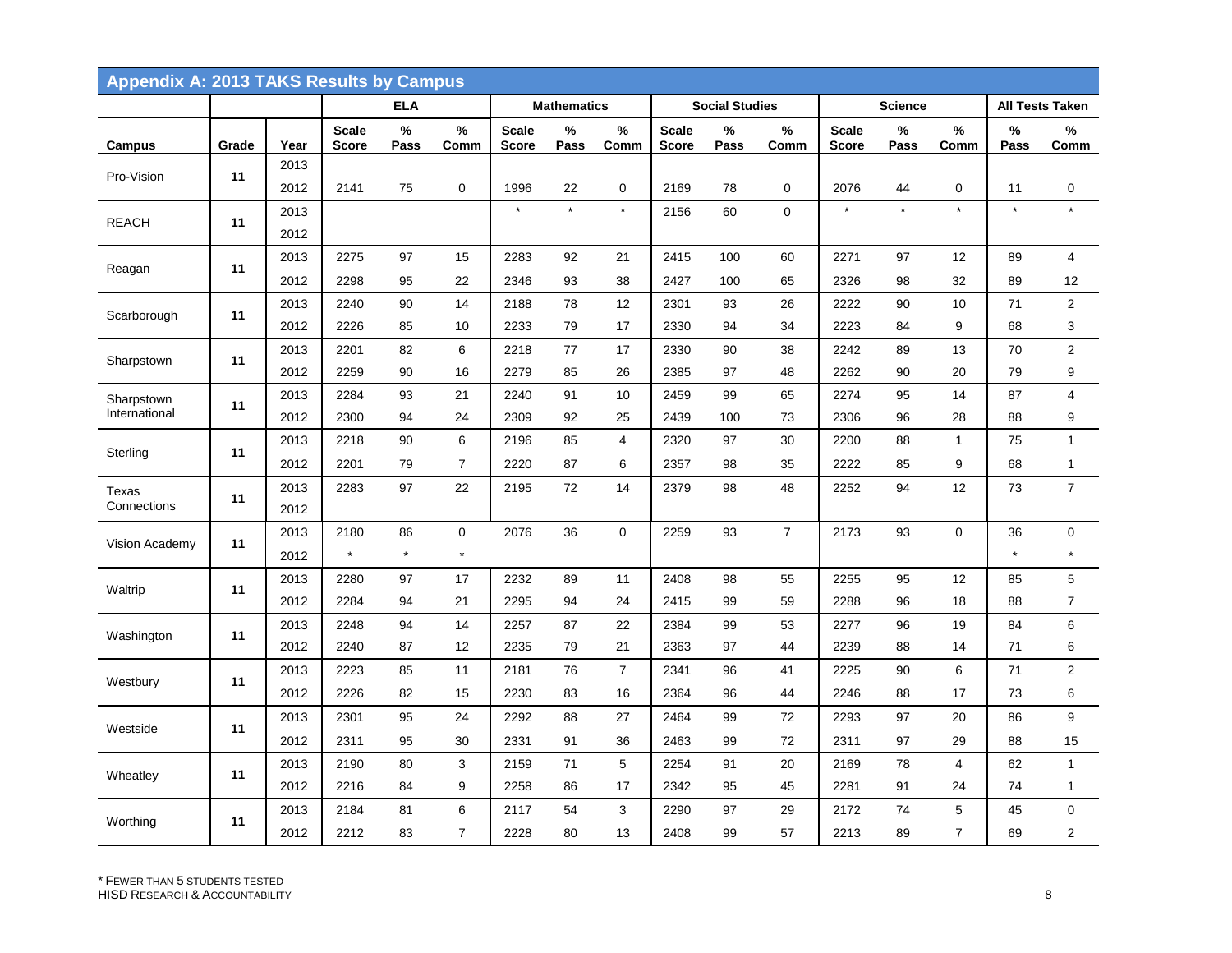## Appendix A: 2013 TAKS Results by Campus

| | | | ELA | | | Mathematics | | | Social Studies | | | Science | | | All Tests Taken | |
|---|---|---|---|---|---|---|---|---|---|---|---|---|---|---|---|---|
| **Campus** | **Grade** | **Year** | **Scale Score** | **% Pass** | **% Comm** | **Scale Score** | **% Pass** | **% Comm** | **Scale Score** | **% Pass** | **% Comm** | **Scale Score** | **% Pass** | **% Comm** | **% Pass** | **% Comm** |
| Pro-Vision | 11 | 2013 | | | | | | | | | | | | | | |
| | | 2012 | 2141 | 75 | 0 | 1996 | 22 | 0 | 2169 | 78 | 0 | 2076 | 44 | 0 | 11 | 0 |
| REACH | 11 | 2013 | | | | * | * | * | 2156 | 60 | 0 | * | * | * | * | * |
| | | 2012 | | | | | | | | | | | | | | |
| Reagan | 11 | 2013 | 2275 | 97 | 15 | 2283 | 92 | 21 | 2415 | 100 | 60 | 2271 | 97 | 12 | 89 | 4 |
| | | 2012 | 2298 | 95 | 22 | 2346 | 93 | 38 | 2427 | 100 | 65 | 2326 | 98 | 32 | 89 | 12 |
| Scarborough | 11 | 2013 | 2240 | 90 | 14 | 2188 | 78 | 12 | 2301 | 93 | 26 | 2222 | 90 | 10 | 71 | 2 |
| | | 2012 | 2226 | 85 | 10 | 2233 | 79 | 17 | 2330 | 94 | 34 | 2223 | 84 | 9 | 68 | 3 |
| Sharpstown | 11 | 2013 | 2201 | 82 | 6 | 2218 | 77 | 17 | 2330 | 90 | 38 | 2242 | 89 | 13 | 70 | 2 |
| | | 2012 | 2259 | 90 | 16 | 2279 | 85 | 26 | 2385 | 97 | 48 | 2262 | 90 | 20 | 79 | 9 |
| Sharpstown International | 11 | 2013 | 2284 | 93 | 21 | 2240 | 91 | 10 | 2459 | 99 | 65 | 2274 | 95 | 14 | 87 | 4 |
| | | 2012 | 2300 | 94 | 24 | 2309 | 92 | 25 | 2439 | 100 | 73 | 2306 | 96 | 28 | 88 | 9 |
| Sterling | 11 | 2013 | 2218 | 90 | 6 | 2196 | 85 | 4 | 2320 | 97 | 30 | 2200 | 88 | 1 | 75 | 1 |
| | | 2012 | 2201 | 79 | 7 | 2220 | 87 | 6 | 2357 | 98 | 35 | 2222 | 85 | 9 | 68 | 1 |
| Texas Connections | 11 | 2013 | 2283 | 97 | 22 | 2195 | 72 | 14 | 2379 | 98 | 48 | 2252 | 94 | 12 | 73 | 7 |
| | | 2012 | | | | | | | | | | | | | | |
| Vision Academy | 11 | 2013 | 2180 | 86 | 0 | 2076 | 36 | 0 | 2259 | 93 | 7 | 2173 | 93 | 0 | 36 | 0 |
| | | 2012 | * | * | * | | | | | | | | | | * | * |
| Waltrip | 11 | 2013 | 2280 | 97 | 17 | 2232 | 89 | 11 | 2408 | 98 | 55 | 2255 | 95 | 12 | 85 | 5 |
| | | 2012 | 2284 | 94 | 21 | 2295 | 94 | 24 | 2415 | 99 | 59 | 2288 | 96 | 18 | 88 | 7 |
| Washington | 11 | 2013 | 2248 | 94 | 14 | 2257 | 87 | 22 | 2384 | 99 | 53 | 2277 | 96 | 19 | 84 | 6 |
| | | 2012 | 2240 | 87 | 12 | 2235 | 79 | 21 | 2363 | 97 | 44 | 2239 | 88 | 14 | 71 | 6 |
| Westbury | 11 | 2013 | 2223 | 85 | 11 | 2181 | 76 | 7 | 2341 | 96 | 41 | 2225 | 90 | 6 | 71 | 2 |
| | | 2012 | 2226 | 82 | 15 | 2230 | 83 | 16 | 2364 | 96 | 44 | 2246 | 88 | 17 | 73 | 6 |
| Westside | 11 | 2013 | 2301 | 95 | 24 | 2292 | 88 | 27 | 2464 | 99 | 72 | 2293 | 97 | 20 | 86 | 9 |
| | | 2012 | 2311 | 95 | 30 | 2331 | 91 | 36 | 2463 | 99 | 72 | 2311 | 97 | 29 | 88 | 15 |
| Wheatley | 11 | 2013 | 2190 | 80 | 3 | 2159 | 71 | 5 | 2254 | 91 | 20 | 2169 | 78 | 4 | 62 | 1 |
| | | 2012 | 2216 | 84 | 9 | 2258 | 86 | 17 | 2342 | 95 | 45 | 2281 | 91 | 24 | 74 | 1 |
| Worthing | 11 | 2013 | 2184 | 81 | 6 | 2117 | 54 | 3 | 2290 | 97 | 29 | 2172 | 74 | 5 | 45 | 0 |
| | | 2012 | 2212 | 83 | 7 | 2228 | 80 | 13 | 2408 | 99 | 57 | 2213 | 89 | 7 | 69 | 2 |

\* Fewer than 5 students tested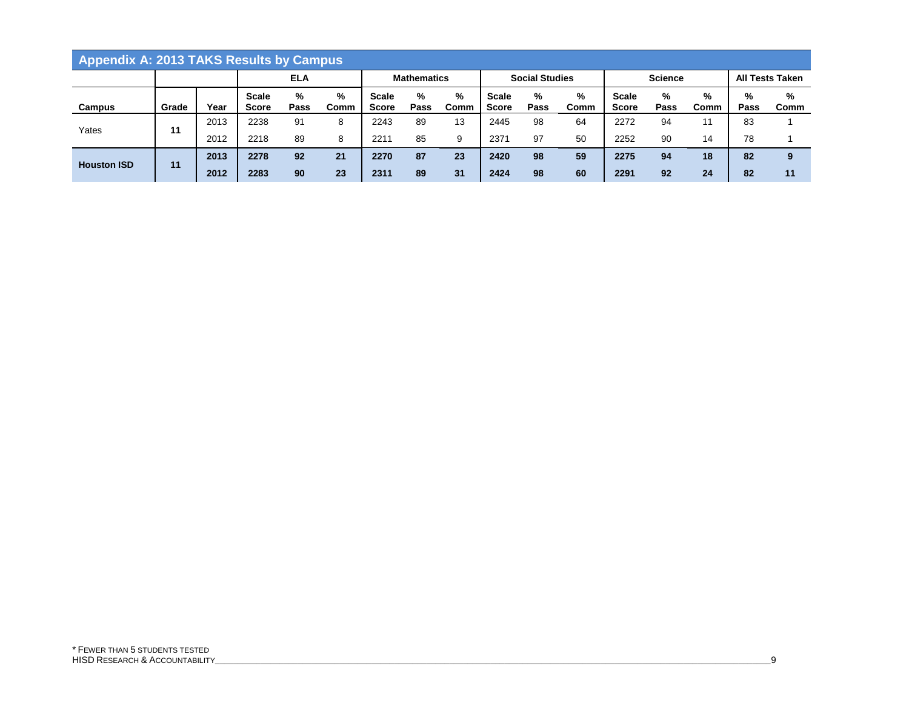## Appendix A: 2013 TAKS Results by Campus

| | | | ELA | | | Mathematics | | | Social Studies | | | Science | | | All Tests Taken | |
|---|---|---|---|---|---|---|---|---|---|---|---|---|---|---|---|---|
| Campus | Grade | Year | Scale Score | % Pass | % Comm | Scale Score | % Pass | % Comm | Scale Score | % Pass | % Comm | Scale Score | % Pass | % Comm | % Pass | % Comm |
| Yates | 11 | 2013 | 2238 | 91 | 8 | 2243 | 89 | 13 | 2445 | 98 | 64 | 2272 | 94 | 11 | 83 | 1 |
| | | 2012 | 2218 | 89 | 8 | 2211 | 85 | 9 | 2371 | 97 | 50 | 2252 | 90 | 14 | 78 | 1 |
| **Houston ISD** | **11** | **2013** | **2278** | **92** | **21** | **2270** | **87** | **23** | **2420** | **98** | **59** | **2275** | **94** | **18** | **82** | **9** |
| | | **2012** | **2283** | **90** | **23** | **2311** | **89** | **31** | **2424** | **98** | **60** | **2291** | **92** | **24** | **82** | **11** |

* Fewer than 5 students tested